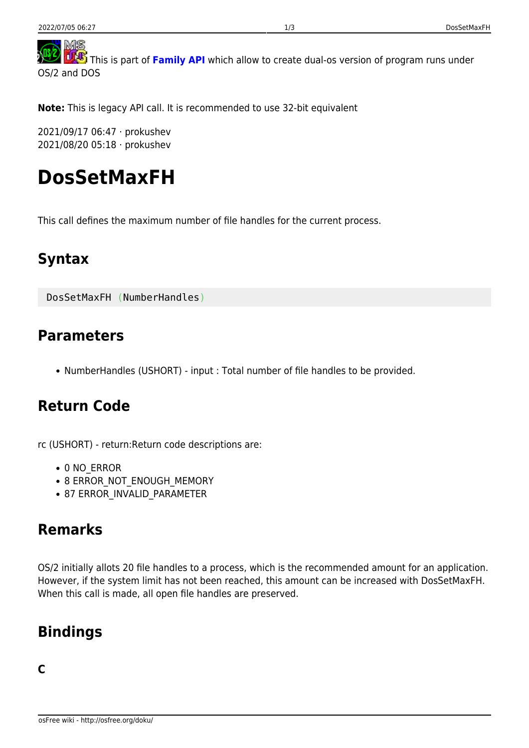This is part of **Family API** which allow to create dual-os version of program runs under OS/2 and DOS

**Note:** This is legacy API call. It is recommended to use 32-bit equivalent

2021/09/17 06:47 · prokushev
2021/08/20 05:18 · prokushev

# DosSetMaxFH

This call defines the maximum number of file handles for the current process.

## Syntax

```
DosSetMaxFH (NumberHandles)
```

## Parameters

- NumberHandles (USHORT) - input : Total number of file handles to be provided.

## Return Code

rc (USHORT) - return:Return code descriptions are:

- 0 NO_ERROR
- 8 ERROR_NOT_ENOUGH_MEMORY
- 87 ERROR_INVALID_PARAMETER

## Remarks

OS/2 initially allots 20 file handles to a process, which is the recommended amount for an application. However, if the system limit has not been reached, this amount can be increased with DosSetMaxFH. When this call is made, all open file handles are preserved.

## Bindings

### C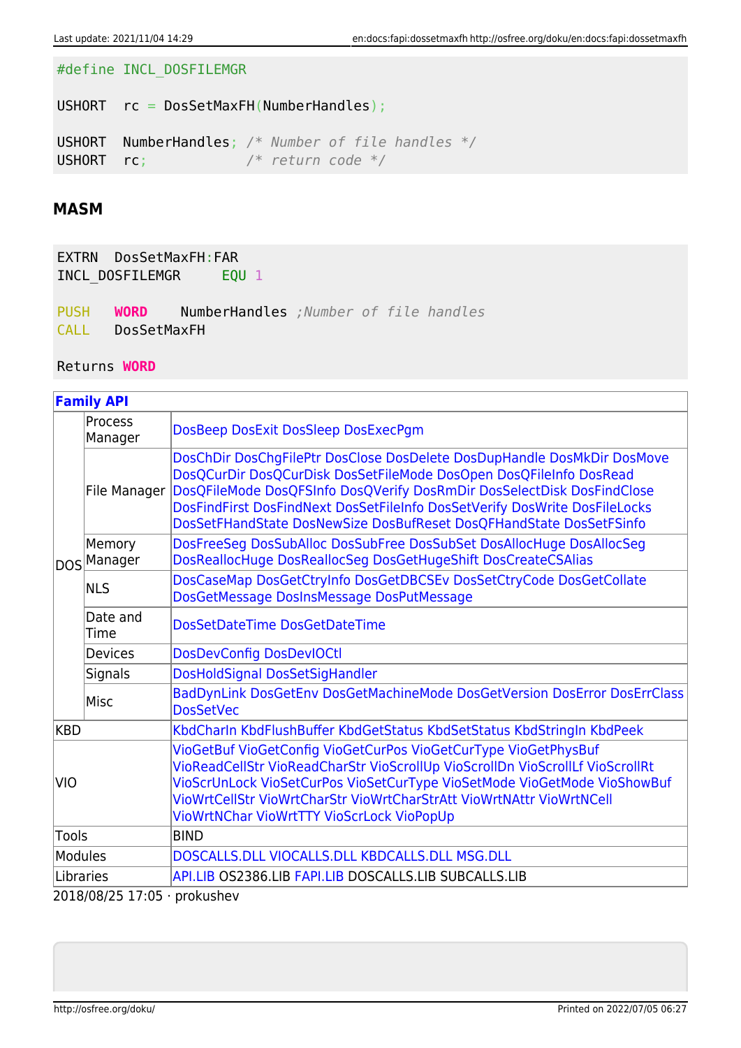```
#define INCL_DOSFILEMGR

USHORT  rc = DosSetMaxFH(NumberHandles);

USHORT  NumberHandles; /* Number of file handles */
USHORT  rc;            /* return code */
```

## MASM

```
EXTRN  DosSetMaxFH:FAR
INCL_DOSFILEMGR     EQU 1

PUSH   WORD    NumberHandles ;Number of file handles
CALL   DosSetMaxFH

Returns WORD
```

| **Family API** | | |
|---|---|---|
| DOS | Process Manager | DosBeep DosExit DosSleep DosExecPgm |
| | File Manager | DosChDir DosChgFilePtr DosClose DosDelete DosDupHandle DosMkDir DosMove DosQCurDir DosQCurDisk DosSetFileMode DosOpen DosQFileInfo DosRead DosQFileMode DosQFSInfo DosQVerify DosRmDir DosSelectDisk DosFindClose DosFindFirst DosFindNext DosSetFileInfo DosSetVerify DosWrite DosFileLocks DosSetFHandState DosNewSize DosBufReset DosQFHandState DosSetFSinfo |
| | Memory Manager | DosFreeSeg DosSubAlloc DosSubFree DosSubSet DosAllocHuge DosAllocSeg DosReallocHuge DosReallocSeg DosGetHugeShift DosCreateCSAlias |
| | NLS | DosCaseMap DosGetCtryInfo DosGetDBCSEv DosSetCtryCode DosGetCollate DosGetMessage DosInsMessage DosPutMessage |
| | Date and Time | DosSetDateTime DosGetDateTime |
| | Devices | DosDevConfig DosDevIOCtl |
| | Signals | DosHoldSignal DosSetSigHandler |
| | Misc | BadDynLink DosGetEnv DosGetMachineMode DosGetVersion DosError DosErrClass DosSetVec |
| KBD | | KbdCharIn KbdFlushBuffer KbdGetStatus KbdSetStatus KbdStringIn KbdPeek |
| VIO | | VioGetBuf VioGetConfig VioGetCurPos VioGetCurType VioGetPhysBuf VioReadCellStr VioReadCharStr VioScrollUp VioScrollDn VioScrollLf VioScrollRt VioScrUnLock VioSetCurPos VioSetCurType VioSetMode VioGetMode VioShowBuf VioWrtCellStr VioWrtCharStr VioWrtCharStrAtt VioWrtNAttr VioWrtNCell VioWrtNChar VioWrtTTY VioScrLock VioPopUp |
| Tools | | BIND |
| Modules | | DOSCALLS.DLL VIOCALLS.DLL KBDCALLS.DLL MSG.DLL |
| Libraries | | API.LIB OS2386.LIB FAPI.LIB DOSCALLS.LIB SUBCALLS.LIB |

2018/08/25 17:05 · prokushev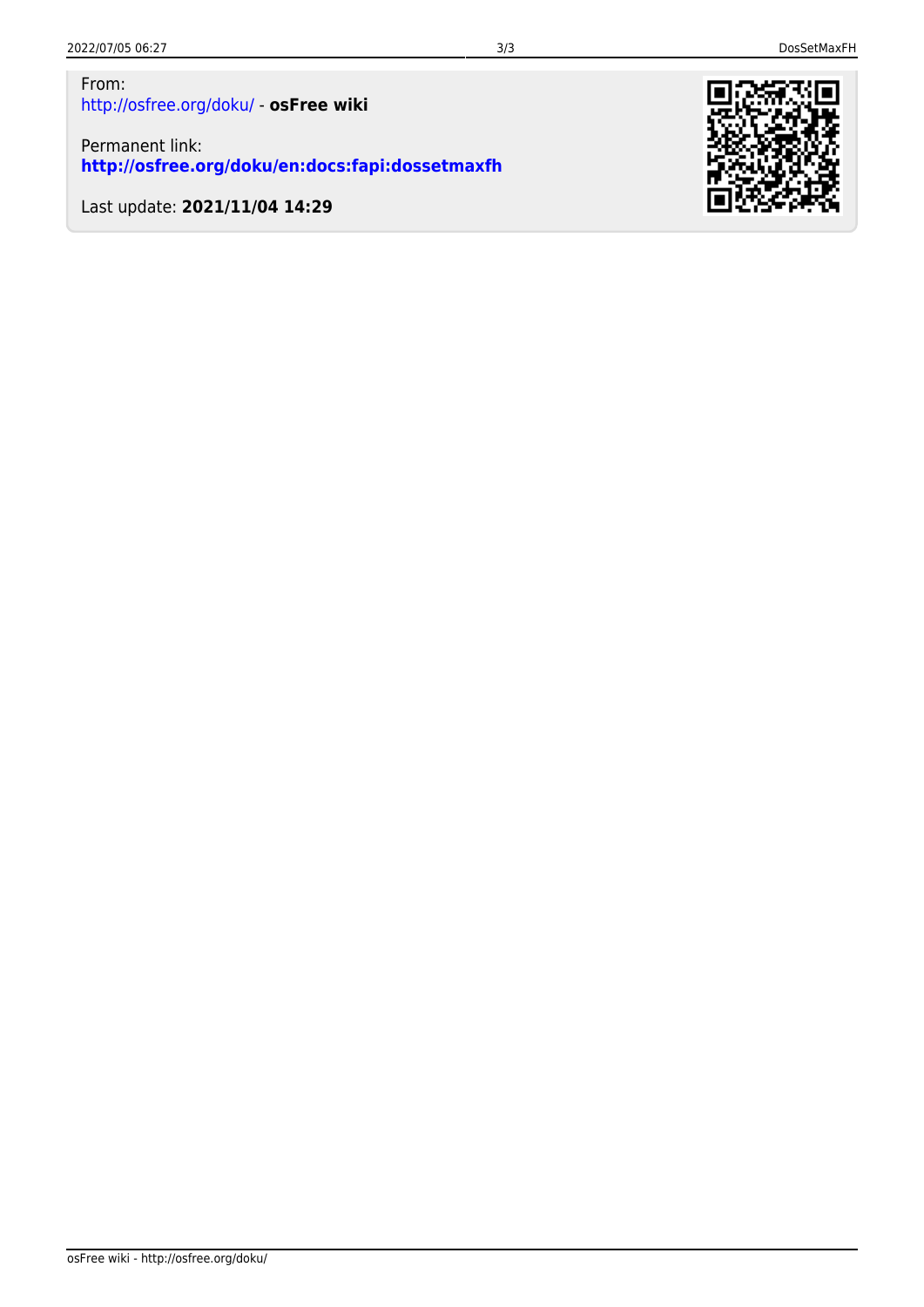From:
http://osfree.org/doku/ - **osFree wiki**

Permanent link:
**http://osfree.org/doku/en:docs:fapi:dossetmaxfh**

Last update: **2021/11/04 14:29**